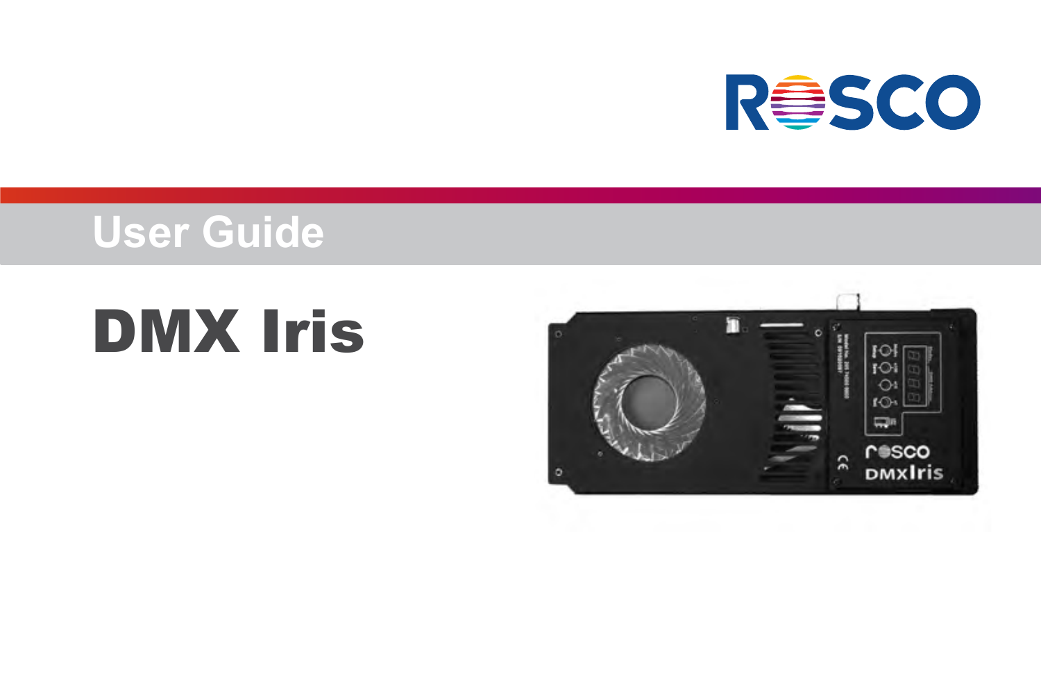ROSCO

## User Guide

# DMX Iris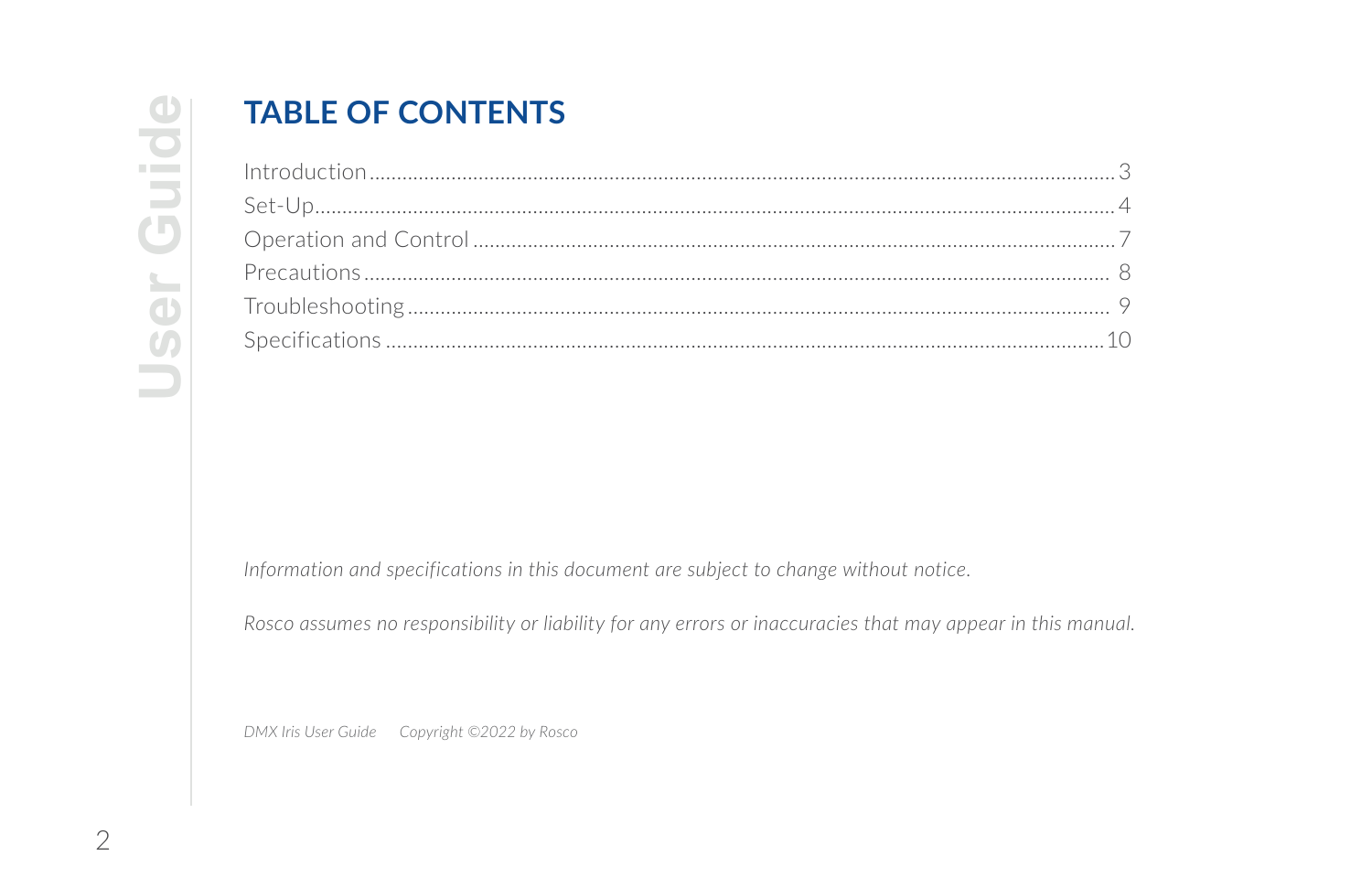# TABLE OF CONTENTS

Introduction.......................................................................................3
Set-Up.................................................................................................4
Operation and Control.......................................................................7
Precautions.........................................................................................8
Troubleshooting..................................................................................9
Specifications....................................................................................10

*Information and specifications in this document are subject to change without notice.*

*Rosco assumes no responsibility or liability for any errors or inaccuracies that may appear in this manual.*

*DMX Iris User Guide     Copyright ©2022 by Rosco*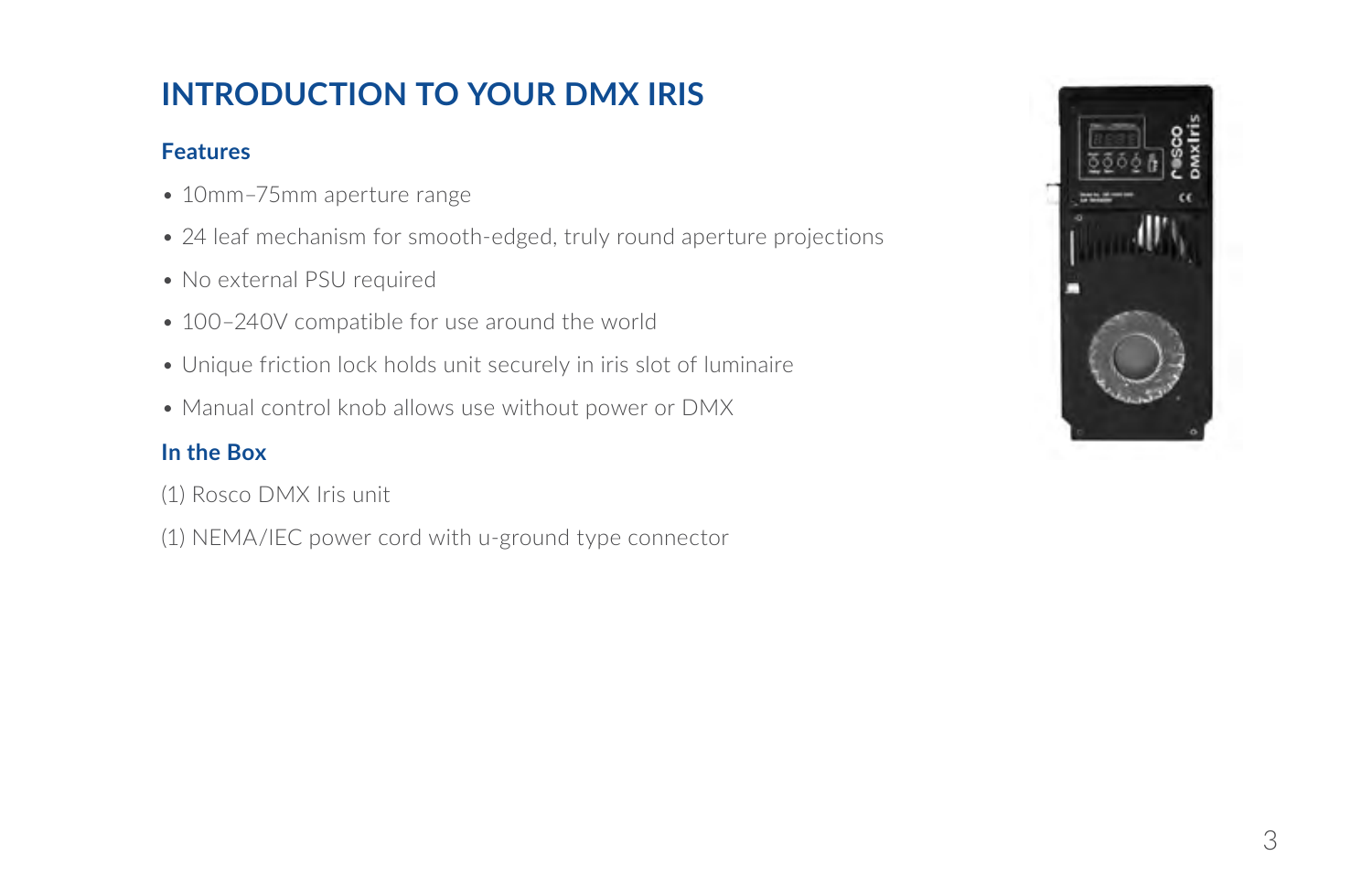# INTRODUCTION TO YOUR DMX IRIS

## Features

- 10mm–75mm aperture range
- 24 leaf mechanism for smooth-edged, truly round aperture projections
- No external PSU required
- 100–240V compatible for use around the world
- Unique friction lock holds unit securely in iris slot of luminaire
- Manual control knob allows use without power or DMX

## In the Box

(1) Rosco DMX Iris unit

(1) NEMA/IEC power cord with u-ground type connector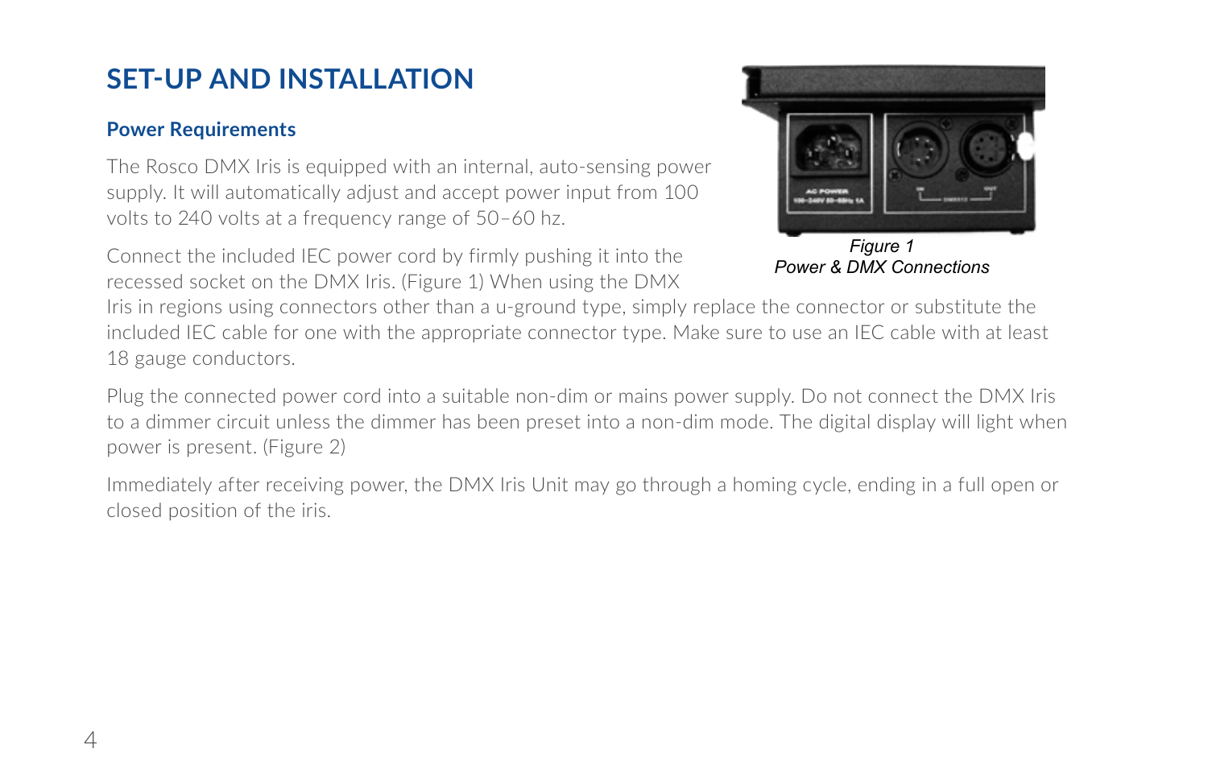# SET-UP AND INSTALLATION

## Power Requirements

The Rosco DMX Iris is equipped with an internal, auto-sensing power supply. It will automatically adjust and accept power input from 100 volts to 240 volts at a frequency range of 50–60 hz.

Connect the included IEC power cord by firmly pushing it into the recessed socket on the DMX Iris. (Figure 1) When using the DMX Iris in regions using connectors other than a u-ground type, simply replace the connector or substitute the included IEC cable for one with the appropriate connector type. Make sure to use an IEC cable with at least 18 gauge conductors.

*Figure 1*
*Power & DMX Connections*

Plug the connected power cord into a suitable non-dim or mains power supply. Do not connect the DMX Iris to a dimmer circuit unless the dimmer has been preset into a non-dim mode. The digital display will light when power is present. (Figure 2)

Immediately after receiving power, the DMX Iris Unit may go through a homing cycle, ending in a full open or closed position of the iris.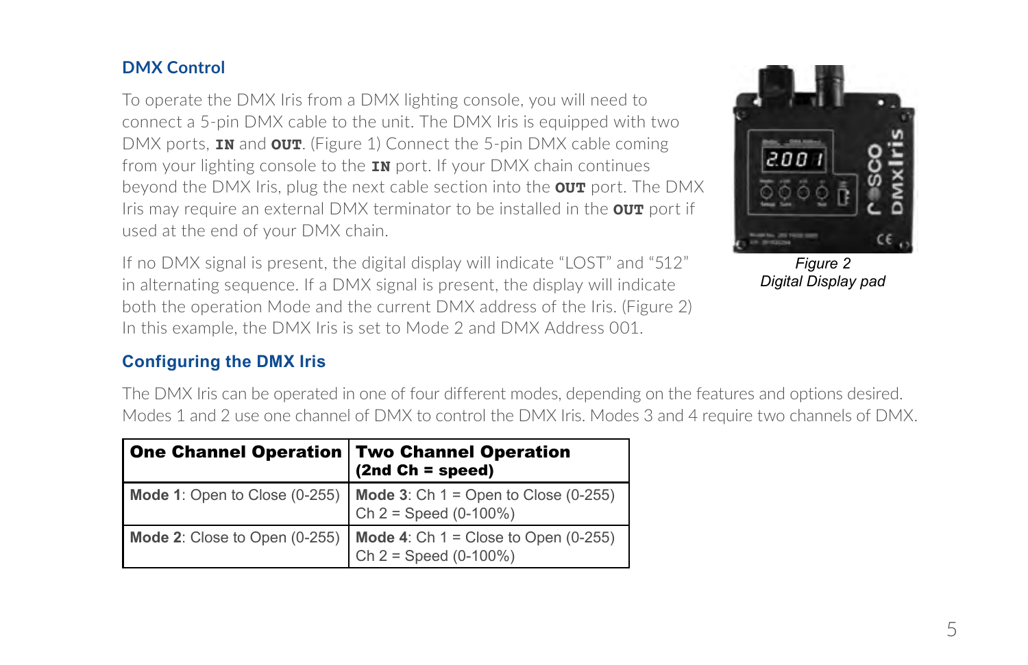## DMX Control

To operate the DMX Iris from a DMX lighting console, you will need to connect a 5-pin DMX cable to the unit. The DMX Iris is equipped with two DMX ports, **IN** and **OUT**. (Figure 1) Connect the 5-pin DMX cable coming from your lighting console to the **IN** port. If your DMX chain continues beyond the DMX Iris, plug the next cable section into the **OUT** port. The DMX Iris may require an external DMX terminator to be installed in the **OUT** port if used at the end of your DMX chain.

If no DMX signal is present, the digital display will indicate "LOST" and "512" in alternating sequence. If a DMX signal is present, the display will indicate both the operation Mode and the current DMX address of the Iris. (Figure 2) In this example, the DMX Iris is set to Mode 2 and DMX Address 001.

*Figure 2*
*Digital Display pad*

## Configuring the DMX Iris

The DMX Iris can be operated in one of four different modes, depending on the features and options desired. Modes 1 and 2 use one channel of DMX to control the DMX Iris. Modes 3 and 4 require two channels of DMX.

| **One Channel Operation** | **Two Channel Operation (2nd Ch = speed)** |
|---|---|
| **Mode 1**: Open to Close (0-255) | **Mode 3**: Ch 1 = Open to Close (0-255) Ch 2 = Speed (0-100%) |
| **Mode 2**: Close to Open (0-255) | **Mode 4**: Ch 1 = Close to Open (0-255) Ch 2 = Speed (0-100%) |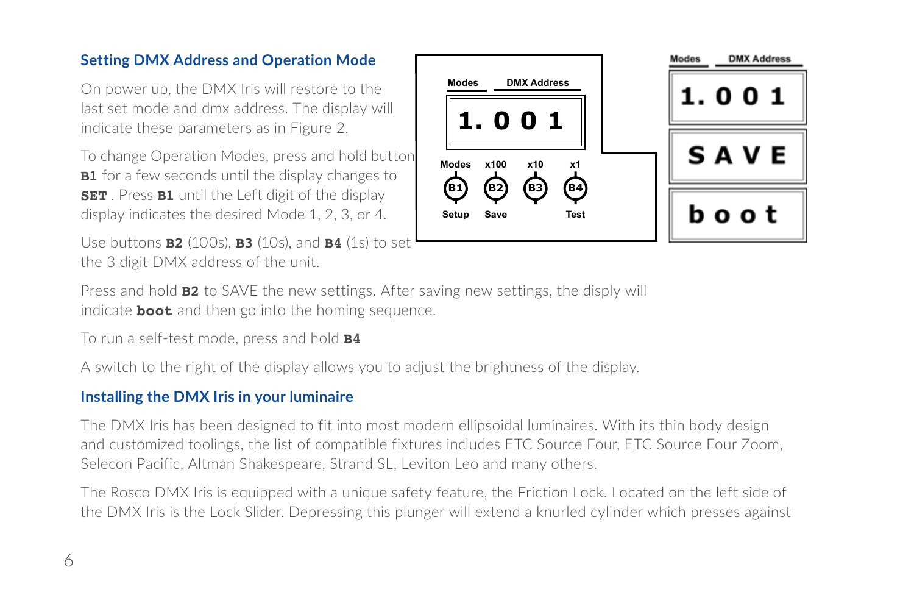## Setting DMX Address and Operation Mode

On power up, the DMX Iris will restore to the last set mode and dmx address. The display will indicate these parameters as in Figure 2.

To change Operation Modes, press and hold button **B1** for a few seconds until the display changes to **SET** . Press **B1** until the Left digit of the display display indicates the desired Mode 1, 2, 3, or 4.

Use buttons **B2** (100s), **B3** (10s), and **B4** (1s) to set the 3 digit DMX address of the unit.

Press and hold **B2** to SAVE the new settings. After saving new settings, the disply will indicate **boot** and then go into the homing sequence.

To run a self-test mode, press and hold **B4**

A switch to the right of the display allows you to adjust the brightness of the display.

## Installing the DMX Iris in your luminaire

The DMX Iris has been designed to fit into most modern ellipsoidal luminaires. With its thin body design and customized toolings, the list of compatible fixtures includes ETC Source Four, ETC Source Four Zoom, Selecon Pacific, Altman Shakespeare, Strand SL, Leviton Leo and many others.

The Rosco DMX Iris is equipped with a unique safety feature, the Friction Lock. Located on the left side of the DMX Iris is the Lock Slider. Depressing this plunger will extend a knurled cylinder which presses against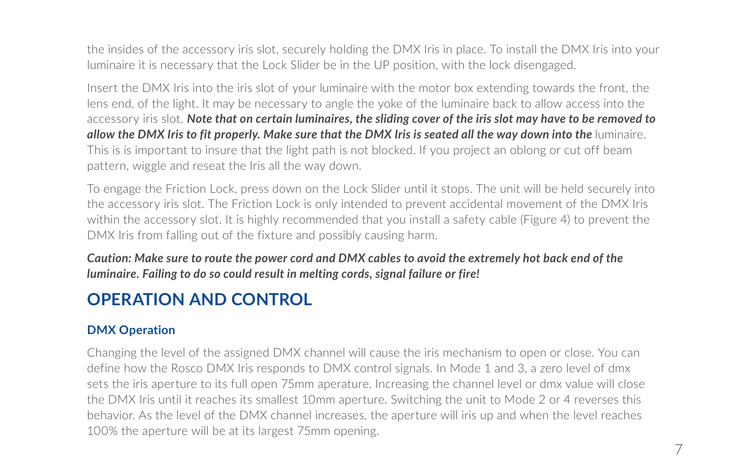the insides of the accessory iris slot, securely holding the DMX Iris in place. To install the DMX Iris into your luminaire it is necessary that the Lock Slider be in the UP position, with the lock disengaged.

Insert the DMX Iris into the iris slot of your luminaire with the motor box extending towards the front, the lens end, of the light. It may be necessary to angle the yoke of the luminaire back to allow access into the accessory iris slot. ***Note that on certain luminaires, the sliding cover of the iris slot may have to be removed to allow the DMX Iris to fit properly. Make sure that the DMX Iris is seated all the way down into the*** luminaire. This is is important to insure that the light path is not blocked. If you project an oblong or cut off beam pattern, wiggle and reseat the Iris all the way down.

To engage the Friction Lock, press down on the Lock Slider until it stops. The unit will be held securely into the accessory iris slot. The Friction Lock is only intended to prevent accidental movement of the DMX Iris within the accessory slot. It is highly recommended that you install a safety cable (Figure 4) to prevent the DMX Iris from falling out of the fixture and possibly causing harm.

***Caution: Make sure to route the power cord and DMX cables to avoid the extremely hot back end of the luminaire. Failing to do so could result in melting cords, signal failure or fire!***

## OPERATION AND CONTROL

### DMX Operation

Changing the level of the assigned DMX channel will cause the iris mechanism to open or close. You can define how the Rosco DMX Iris responds to DMX control signals. In Mode 1 and 3, a zero level of dmx sets the iris aperture to its full open 75mm aperature. Increasing the channel level or dmx value will close the DMX Iris until it reaches its smallest 10mm aperture. Switching the unit to Mode 2 or 4 reverses this behavior. As the level of the DMX channel increases, the aperture will iris up and when the level reaches 100% the aperture will be at its largest 75mm opening.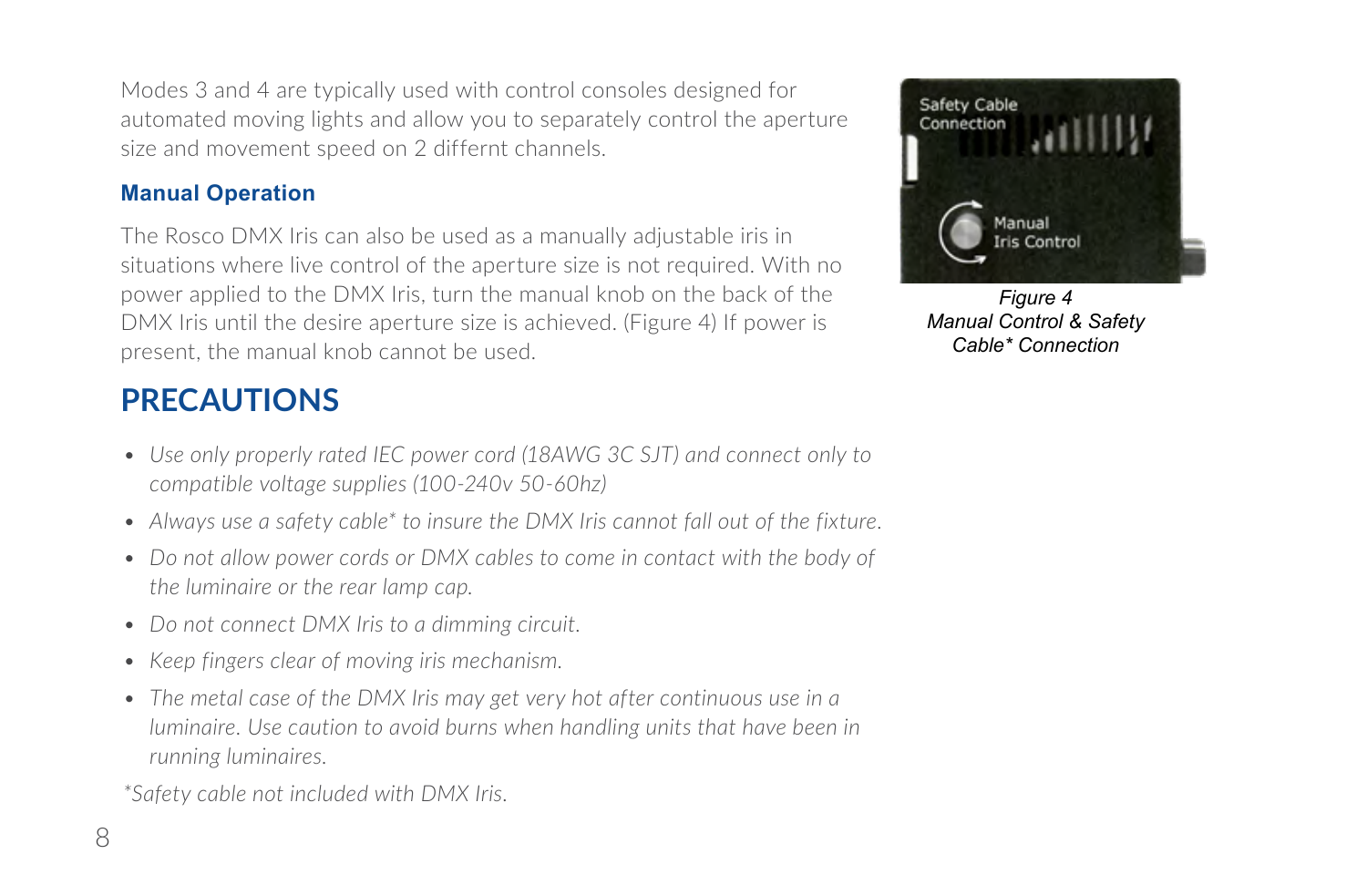Modes 3 and 4 are typically used with control consoles designed for automated moving lights and allow you to separately control the aperture size and movement speed on 2 diffrent channels.

### Manual Operation

The Rosco DMX Iris can also be used as a manually adjustable iris in situations where live control of the aperture size is not required. With no power applied to the DMX Iris, turn the manual knob on the back of the DMX Iris until the desire aperture size is achieved. (Figure 4) If power is present, the manual knob cannot be used.

*Figure 4*
*Manual Control & Safety Cable* Connection*

## PRECAUTIONS

- *Use only properly rated IEC power cord (18AWG 3C SJT) and connect only to compatible voltage supplies (100-240v 50-60hz)*
- *Always use a safety cable* to insure the DMX Iris cannot fall out of the fixture.*
- *Do not allow power cords or DMX cables to come in contact with the body of the luminaire or the rear lamp cap.*
- *Do not connect DMX Iris to a dimming circuit.*
- *Keep fingers clear of moving iris mechanism.*
- *The metal case of the DMX Iris may get very hot after continuous use in a luminaire. Use caution to avoid burns when handling units that have been in running luminaires.*

*\*Safety cable not included with DMX Iris.*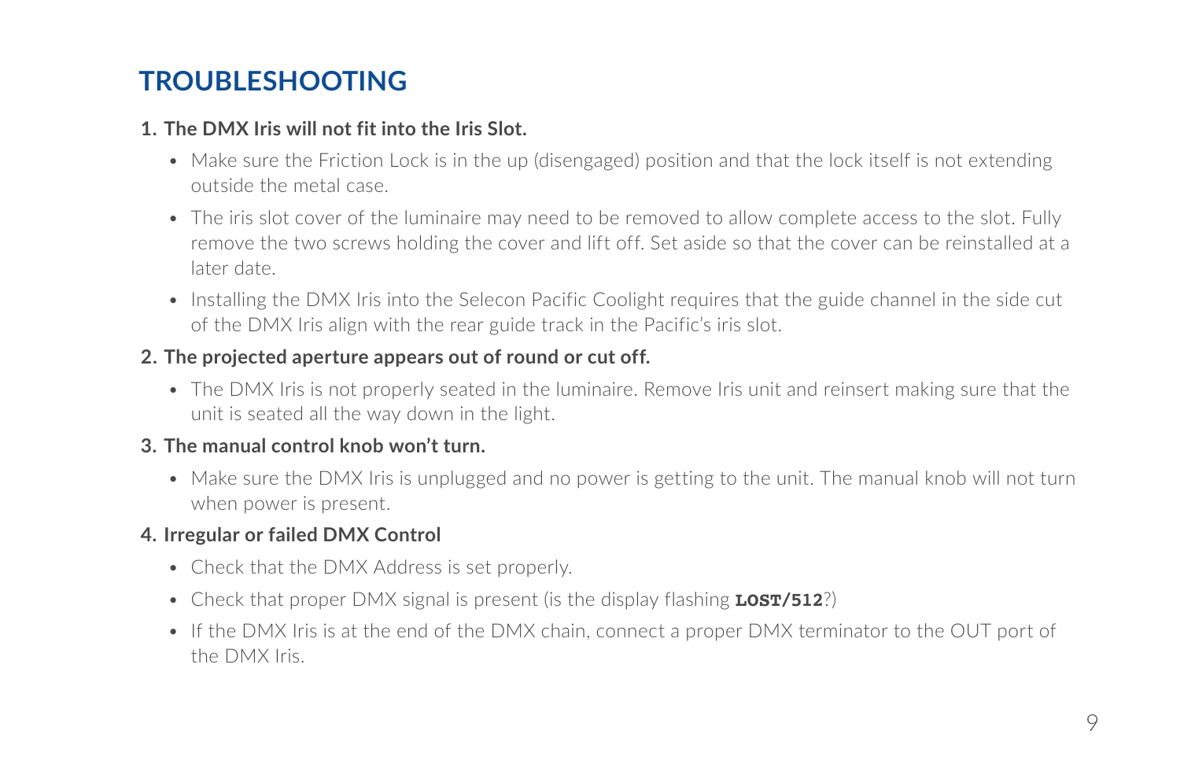# TROUBLESHOOTING

1. **The DMX Iris will not fit into the Iris Slot.**
   - Make sure the Friction Lock is in the up (disengaged) position and that the lock itself is not extending outside the metal case.
   - The iris slot cover of the luminaire may need to be removed to allow complete access to the slot. Fully remove the two screws holding the cover and lift off. Set aside so that the cover can be reinstalled at a later date.
   - Installing the DMX Iris into the Selecon Pacific Coolight requires that the guide channel in the side cut of the DMX Iris align with the rear guide track in the Pacific's iris slot.
2. **The projected aperture appears out of round or cut off.**
   - The DMX Iris is not properly seated in the luminaire. Remove Iris unit and reinsert making sure that the unit is seated all the way down in the light.
3. **The manual control knob won't turn.**
   - Make sure the DMX Iris is unplugged and no power is getting to the unit. The manual knob will not turn when power is present.
4. **Irregular or failed DMX Control**
   - Check that the DMX Address is set properly.
   - Check that proper DMX signal is present (is the display flashing **`LOST/512`**?)
   - If the DMX Iris is at the end of the DMX chain, connect a proper DMX terminator to the OUT port of the DMX Iris.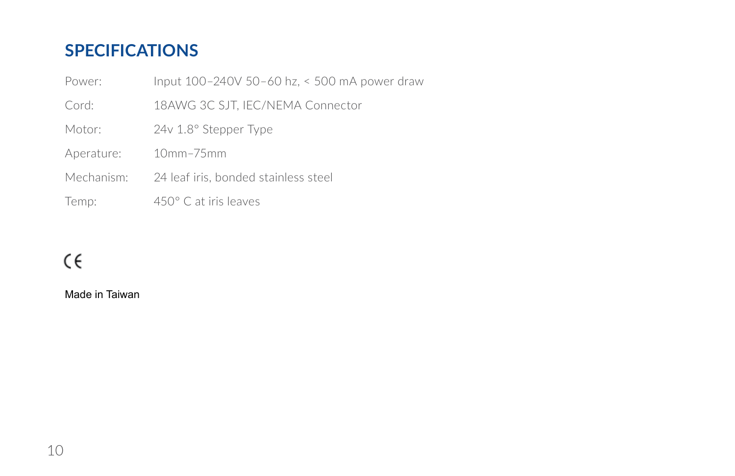## SPECIFICATIONS

| | |
|---|---|
| Power: | Input 100–240V 50–60 hz, < 500 mA power draw |
| Cord: | 18AWG 3C SJT, IEC/NEMA Connector |
| Motor: | 24v 1.8° Stepper Type |
| Aperature: | 10mm–75mm |
| Mechanism: | 24 leaf iris, bonded stainless steel |
| Temp: | 450° C at iris leaves |

CE

Made in Taiwan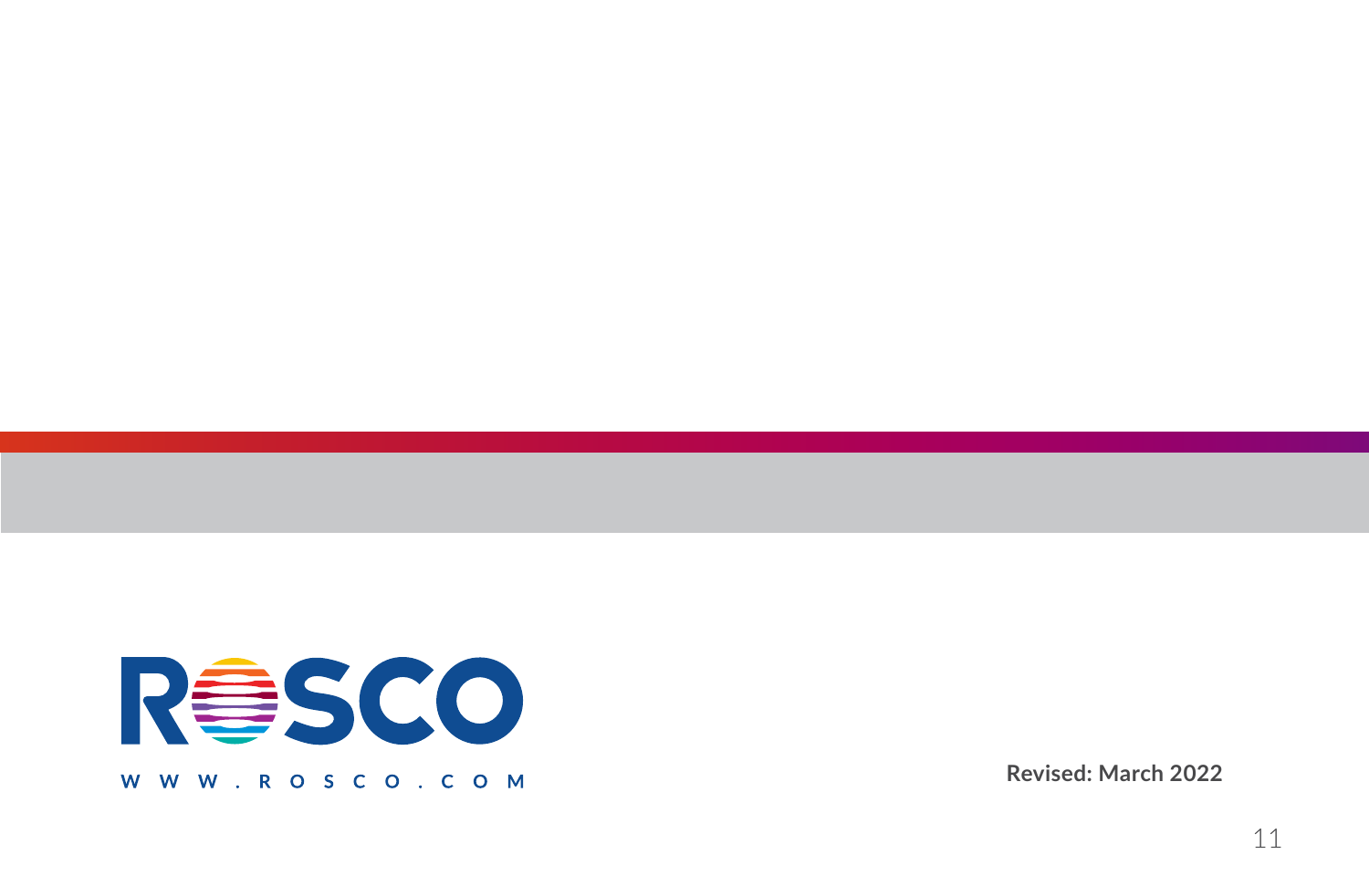ROSCO

WWW.ROSCO.COM

**Revised: March 2022**